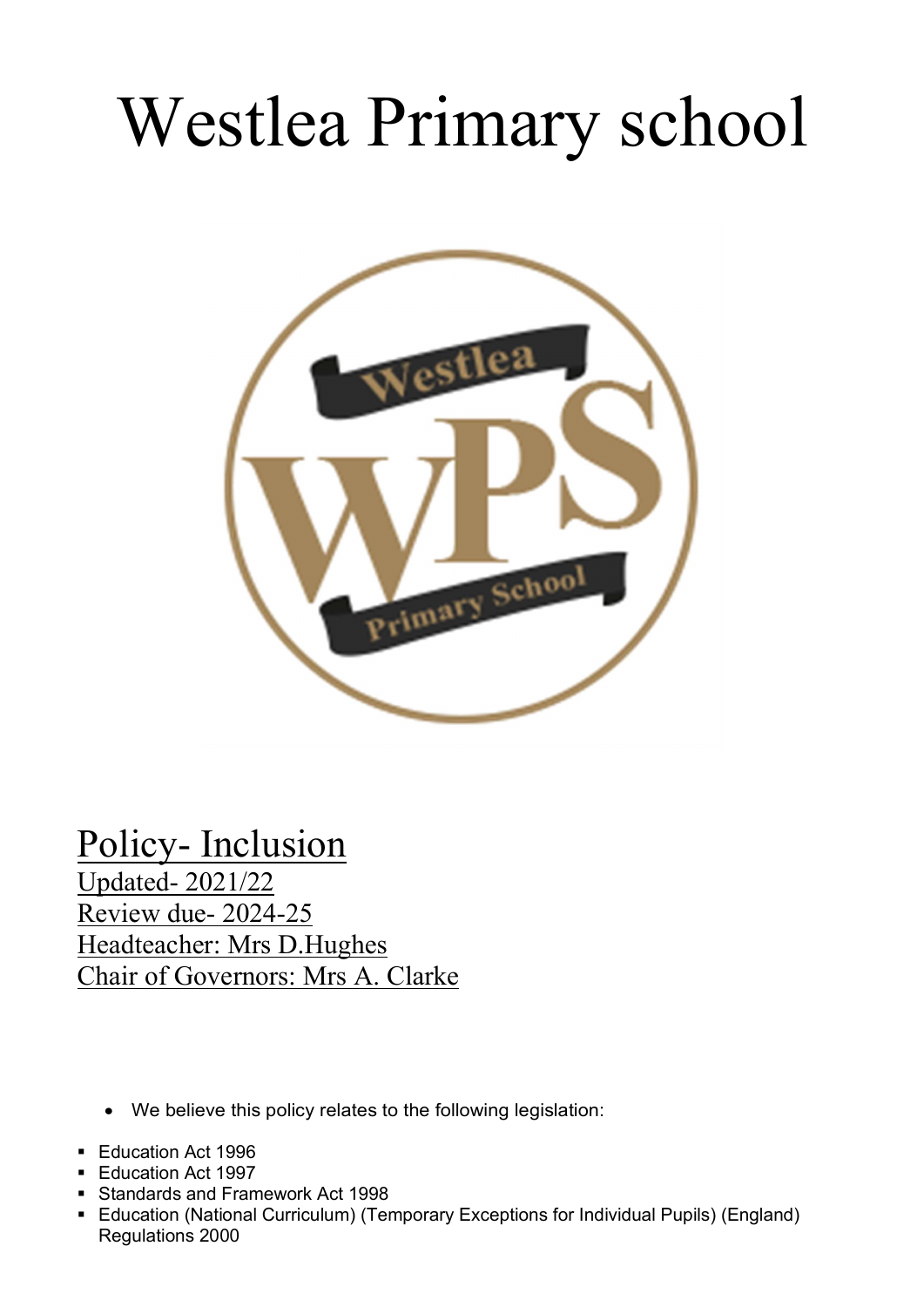# Westlea Primary school

Policy- Inclusion

Updated- 2021/22

Review due- 2024-25

Headteacher: Mrs D.Hughes

Chair of Governors: Mrs A. Clarke

- We believe this policy relates to the following legislation:

- Education Act 1996
- Education Act 1997
- Standards and Framework Act 1998
- Education (National Curriculum) (Temporary Exceptions for Individual Pupils) (England) Regulations 2000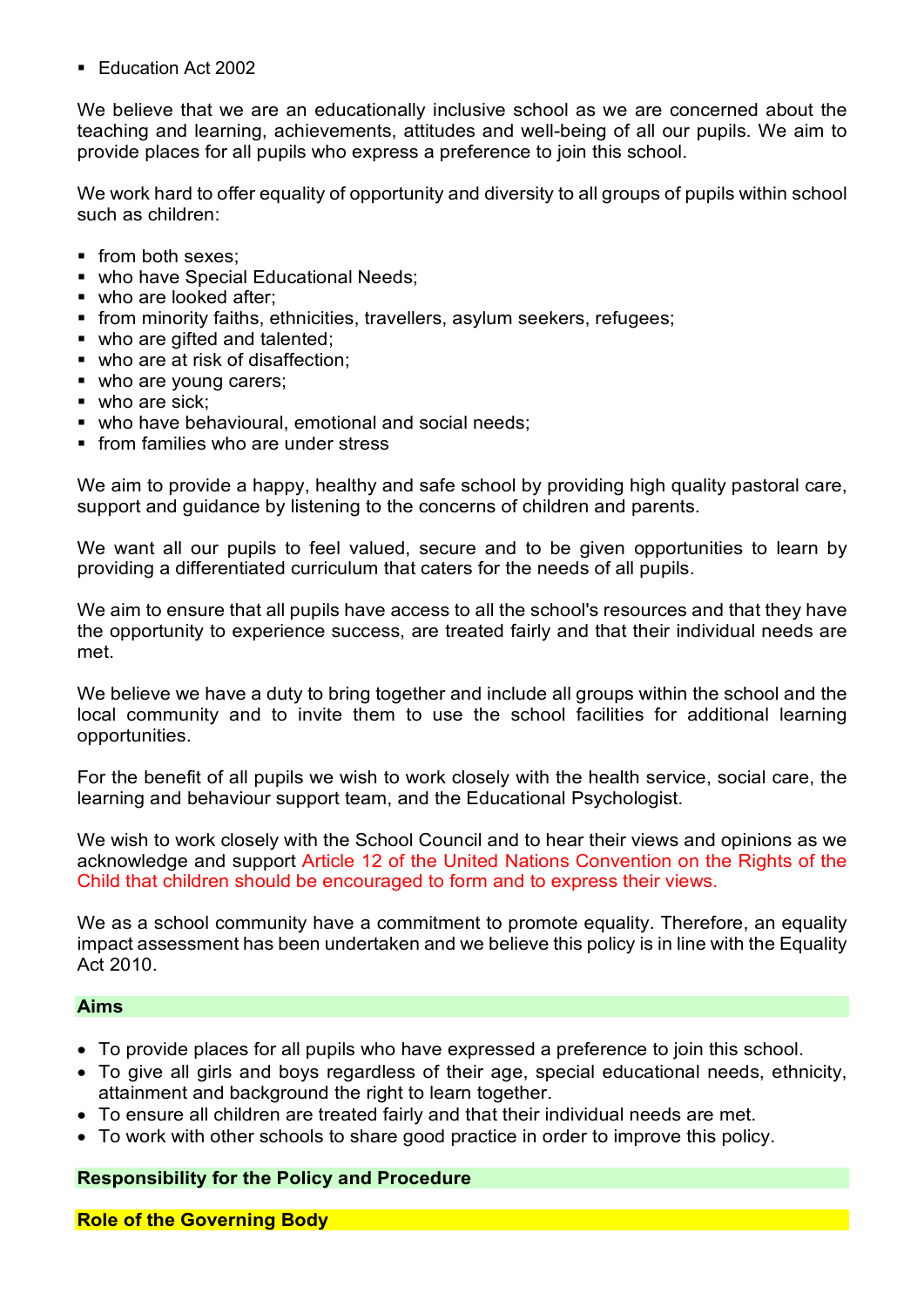- Education Act 2002

We believe that we are an educationally inclusive school as we are concerned about the teaching and learning, achievements, attitudes and well-being of all our pupils. We aim to provide places for all pupils who express a preference to join this school.

We work hard to offer equality of opportunity and diversity to all groups of pupils within school such as children:

- from both sexes;
- who have Special Educational Needs;
- who are looked after;
- from minority faiths, ethnicities, travellers, asylum seekers, refugees;
- who are gifted and talented;
- who are at risk of disaffection;
- who are young carers;
- who are sick;
- who have behavioural, emotional and social needs;
- from families who are under stress

We aim to provide a happy, healthy and safe school by providing high quality pastoral care, support and guidance by listening to the concerns of children and parents.

We want all our pupils to feel valued, secure and to be given opportunities to learn by providing a differentiated curriculum that caters for the needs of all pupils.

We aim to ensure that all pupils have access to all the school's resources and that they have the opportunity to experience success, are treated fairly and that their individual needs are met.

We believe we have a duty to bring together and include all groups within the school and the local community and to invite them to use the school facilities for additional learning opportunities.

For the benefit of all pupils we wish to work closely with the health service, social care, the learning and behaviour support team, and the Educational Psychologist.

We wish to work closely with the School Council and to hear their views and opinions as we acknowledge and support Article 12 of the United Nations Convention on the Rights of the Child that children should be encouraged to form and to express their views.

We as a school community have a commitment to promote equality. Therefore, an equality impact assessment has been undertaken and we believe this policy is in line with the Equality Act 2010.

## Aims

- To provide places for all pupils who have expressed a preference to join this school.
- To give all girls and boys regardless of their age, special educational needs, ethnicity, attainment and background the right to learn together.
- To ensure all children are treated fairly and that their individual needs are met.
- To work with other schools to share good practice in order to improve this policy.

## Responsibility for the Policy and Procedure

### Role of the Governing Body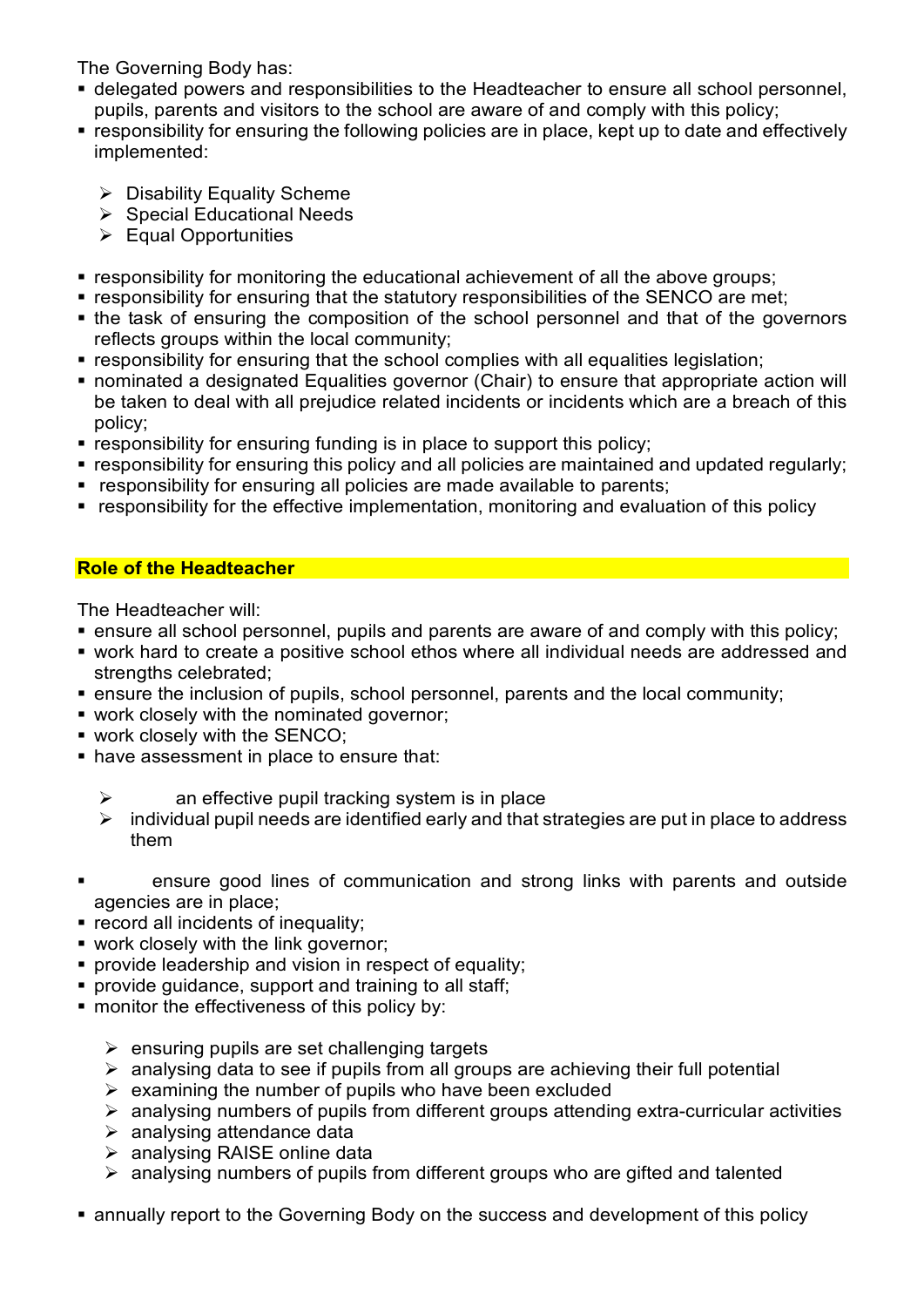The Governing Body has:

- delegated powers and responsibilities to the Headteacher to ensure all school personnel, pupils, parents and visitors to the school are aware of and comply with this policy;
- responsibility for ensuring the following policies are in place, kept up to date and effectively implemented:
  - Disability Equality Scheme
  - Special Educational Needs
  - Equal Opportunities
- responsibility for monitoring the educational achievement of all the above groups;
- responsibility for ensuring that the statutory responsibilities of the SENCO are met;
- the task of ensuring the composition of the school personnel and that of the governors reflects groups within the local community;
- responsibility for ensuring that the school complies with all equalities legislation;
- nominated a designated Equalities governor (Chair) to ensure that appropriate action will be taken to deal with all prejudice related incidents or incidents which are a breach of this policy;
- responsibility for ensuring funding is in place to support this policy;
- responsibility for ensuring this policy and all policies are maintained and updated regularly;
- responsibility for ensuring all policies are made available to parents;
- responsibility for the effective implementation, monitoring and evaluation of this policy

## Role of the Headteacher

The Headteacher will:

- ensure all school personnel, pupils and parents are aware of and comply with this policy;
- work hard to create a positive school ethos where all individual needs are addressed and strengths celebrated;
- ensure the inclusion of pupils, school personnel, parents and the local community;
- work closely with the nominated governor;
- work closely with the SENCO;
- have assessment in place to ensure that:
  - an effective pupil tracking system is in place
  - individual pupil needs are identified early and that strategies are put in place to address them
- ensure good lines of communication and strong links with parents and outside agencies are in place;
- record all incidents of inequality;
- work closely with the link governor;
- provide leadership and vision in respect of equality;
- provide guidance, support and training to all staff;
- monitor the effectiveness of this policy by:
  - ensuring pupils are set challenging targets
  - analysing data to see if pupils from all groups are achieving their full potential
  - examining the number of pupils who have been excluded
  - analysing numbers of pupils from different groups attending extra-curricular activities
  - analysing attendance data
  - analysing RAISE online data
  - analysing numbers of pupils from different groups who are gifted and talented
- annually report to the Governing Body on the success and development of this policy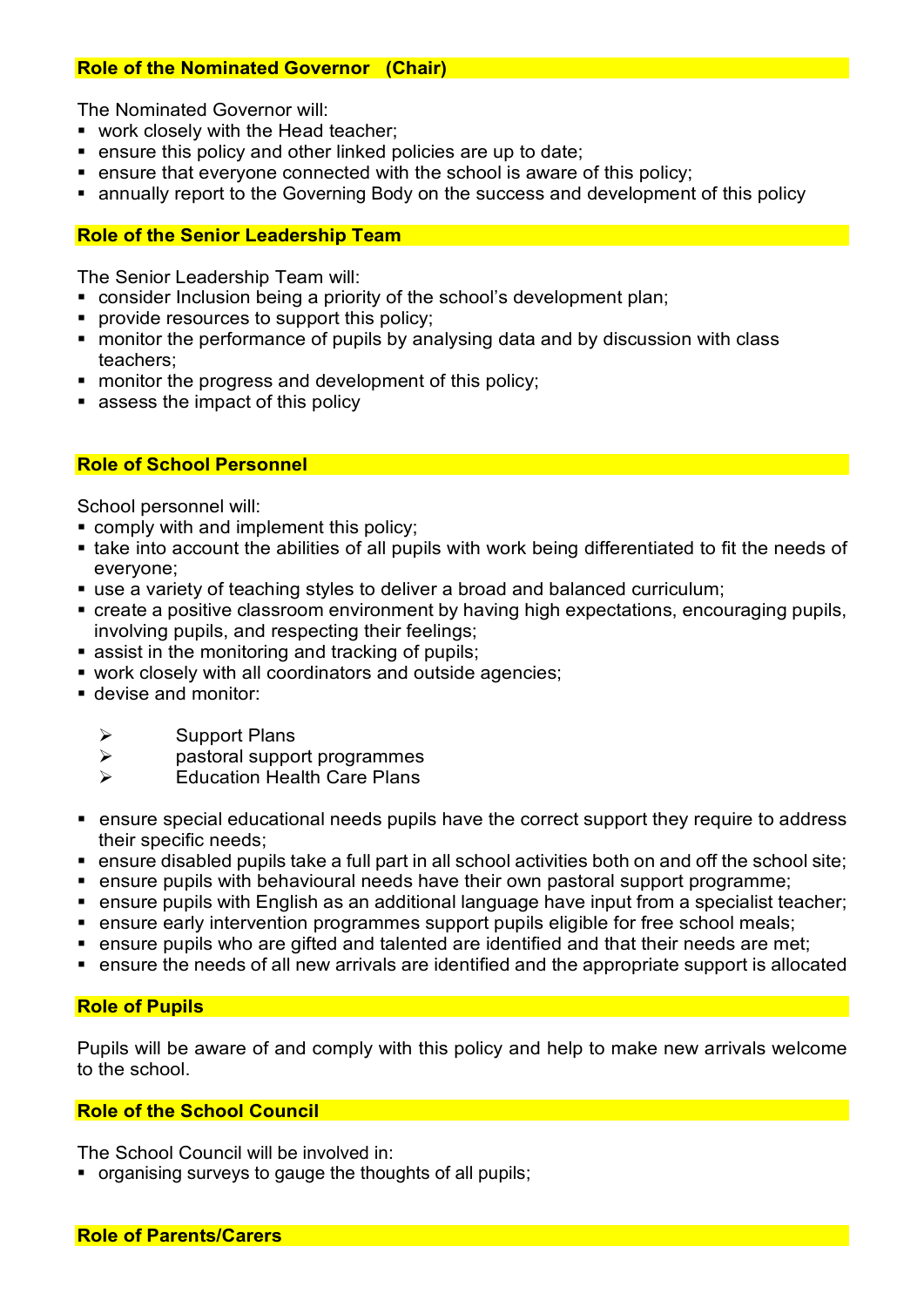## Role of the Nominated Governor (Chair)

The Nominated Governor will:

- work closely with the Head teacher;
- ensure this policy and other linked policies are up to date;
- ensure that everyone connected with the school is aware of this policy;
- annually report to the Governing Body on the success and development of this policy

## Role of the Senior Leadership Team

The Senior Leadership Team will:

- consider Inclusion being a priority of the school's development plan;
- provide resources to support this policy;
- monitor the performance of pupils by analysing data and by discussion with class teachers;
- monitor the progress and development of this policy;
- assess the impact of this policy

## Role of School Personnel

School personnel will:

- comply with and implement this policy;
- take into account the abilities of all pupils with work being differentiated to fit the needs of everyone;
- use a variety of teaching styles to deliver a broad and balanced curriculum;
- create a positive classroom environment by having high expectations, encouraging pupils, involving pupils, and respecting their feelings;
- assist in the monitoring and tracking of pupils;
- work closely with all coordinators and outside agencies;
- devise and monitor:
  - Support Plans
  - pastoral support programmes
  - Education Health Care Plans
- ensure special educational needs pupils have the correct support they require to address their specific needs;
- ensure disabled pupils take a full part in all school activities both on and off the school site;
- ensure pupils with behavioural needs have their own pastoral support programme;
- ensure pupils with English as an additional language have input from a specialist teacher;
- ensure early intervention programmes support pupils eligible for free school meals;
- ensure pupils who are gifted and talented are identified and that their needs are met;
- ensure the needs of all new arrivals are identified and the appropriate support is allocated

## Role of Pupils

Pupils will be aware of and comply with this policy and help to make new arrivals welcome to the school.

## Role of the School Council

The School Council will be involved in:

- organising surveys to gauge the thoughts of all pupils;

## Role of Parents/Carers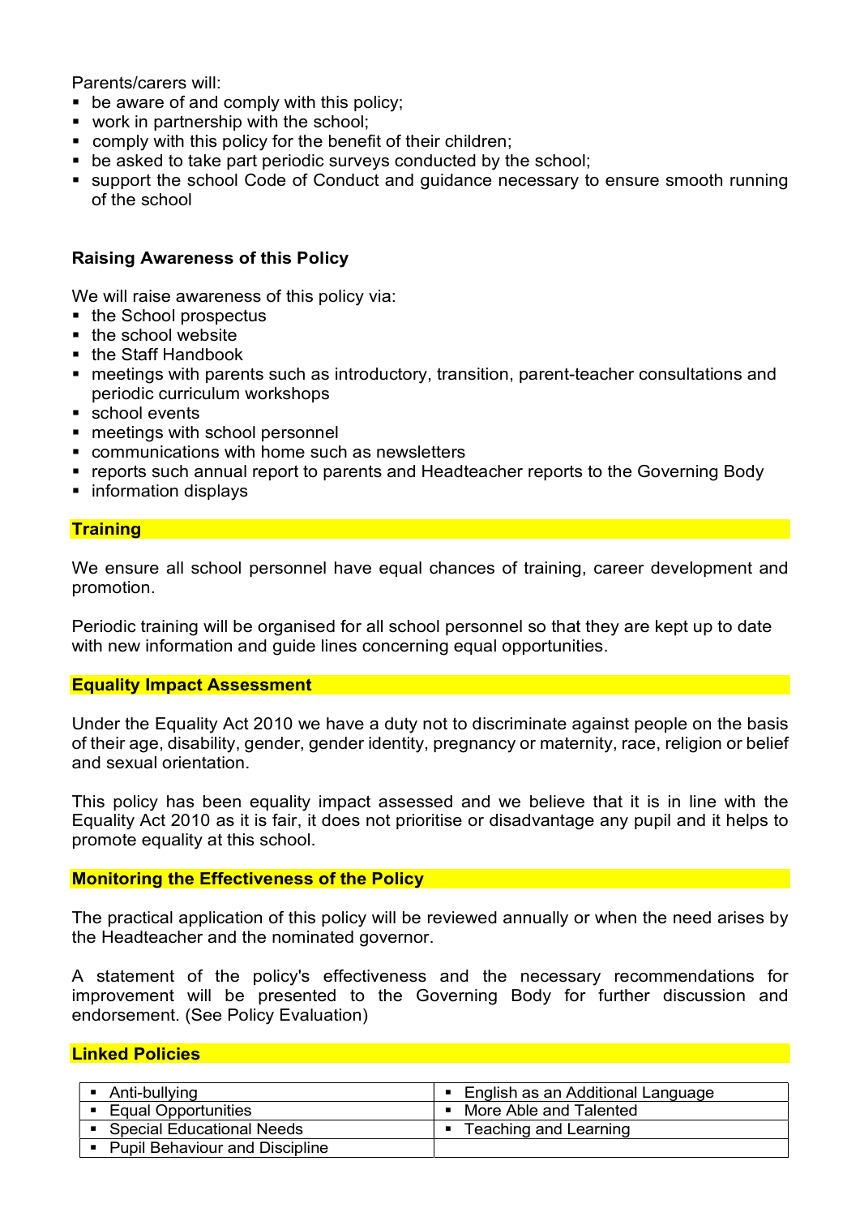Parents/carers will:

- be aware of and comply with this policy;
- work in partnership with the school;
- comply with this policy for the benefit of their children;
- be asked to take part periodic surveys conducted by the school;
- support the school Code of Conduct and guidance necessary to ensure smooth running of the school

**Raising Awareness of this Policy**

We will raise awareness of this policy via:

- the School prospectus
- the school website
- the Staff Handbook
- meetings with parents such as introductory, transition, parent-teacher consultations and periodic curriculum workshops
- school events
- meetings with school personnel
- communications with home such as newsletters
- reports such annual report to parents and Headteacher reports to the Governing Body
- information displays

**Training**

We ensure all school personnel have equal chances of training, career development and promotion.

Periodic training will be organised for all school personnel so that they are kept up to date with new information and guide lines concerning equal opportunities.

**Equality Impact Assessment**

Under the Equality Act 2010 we have a duty not to discriminate against people on the basis of their age, disability, gender, gender identity, pregnancy or maternity, race, religion or belief and sexual orientation.

This policy has been equality impact assessed and we believe that it is in line with the Equality Act 2010 as it is fair, it does not prioritise or disadvantage any pupil and it helps to promote equality at this school.

**Monitoring the Effectiveness of the Policy**

The practical application of this policy will be reviewed annually or when the need arises by the Headteacher and the nominated governor.

A statement of the policy's effectiveness and the necessary recommendations for improvement will be presented to the Governing Body for further discussion and endorsement. (See Policy Evaluation)

**Linked Policies**

| | |
|---|---|
| ▪ Anti-bullying | ▪ English as an Additional Language |
| ▪ Equal Opportunities | ▪ More Able and Talented |
| ▪ Special Educational Needs | ▪ Teaching and Learning |
| ▪ Pupil Behaviour and Discipline | |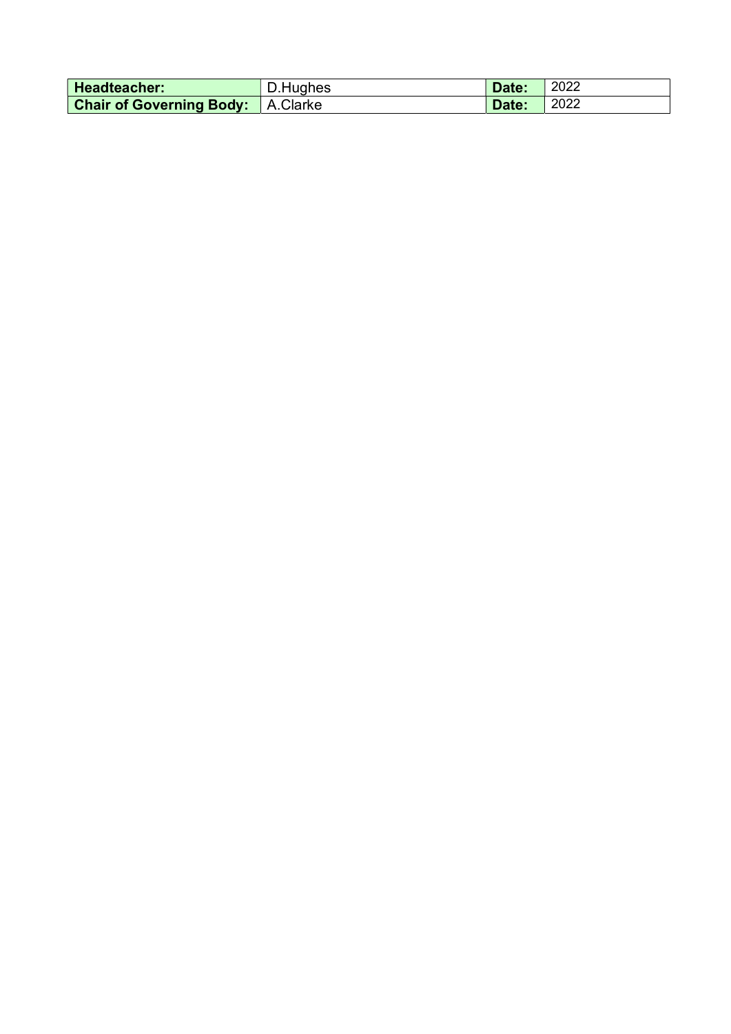| | | | |
|---|---|---|---|
| **Headteacher:** | D.Hughes | **Date:** | 2022 |
| **Chair of Governing Body:** | A.Clarke | **Date:** | 2022 |